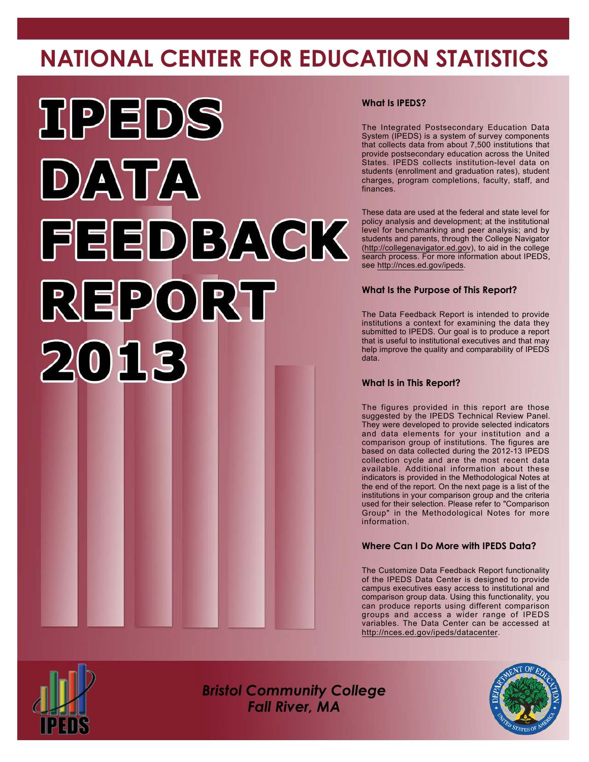# NATIONAL CENTER FOR EDUCATION STATISTICS

# IPEDS DATA FEEDBACK REPORT 2013

### What Is IPEDS?

The Integrated Postsecondary Education Data System (IPEDS) is a system of survey components that collects data from about 7,500 institutions that provide postsecondary education across the United States. IPEDS collects institution-level data on students (enrollment and graduation rates), student charges, program completions, faculty, staff, and finances.

These data are used at the federal and state level for policy analysis and development; at the institutional level for benchmarking and peer analysis; and by students and parents, through the College Navigator (http://collegenavigator.ed.gov), to aid in the college search process. For more information about IPEDS, see http://nces.ed.gov/ipeds.

### What Is the Purpose of This Report?

The Data Feedback Report is intended to provide institutions a context for examining the data they submitted to IPEDS. Our goal is to produce a report that is useful to institutional executives and that may help improve the quality and comparability of IPEDS data.

### What Is in This Report?

The figures provided in this report are those suggested by the IPEDS Technical Review Panel. They were developed to provide selected indicators and data elements for your institution and a comparison group of institutions. The figures are based on data collected during the 2012-13 IPEDS collection cycle and are the most recent data available. Additional information about these indicators is provided in the Methodological Notes at the end of the report. On the next page is a list of the institutions in your comparison group and the criteria used for their selection. Please refer to "Comparison Group" in the Methodological Notes for more information.

### Where Can I Do More with IPEDS Data?

The Customize Data Feedback Report functionality of the IPEDS Data Center is designed to provide campus executives easy access to institutional and comparison group data. Using this functionality, you can produce reports using different comparison groups and access a wider range of IPEDS variables. The Data Center can be accessed at http://nces.ed.gov/ipeds/datacenter.

*Bristol Community College*
*Fall River, MA*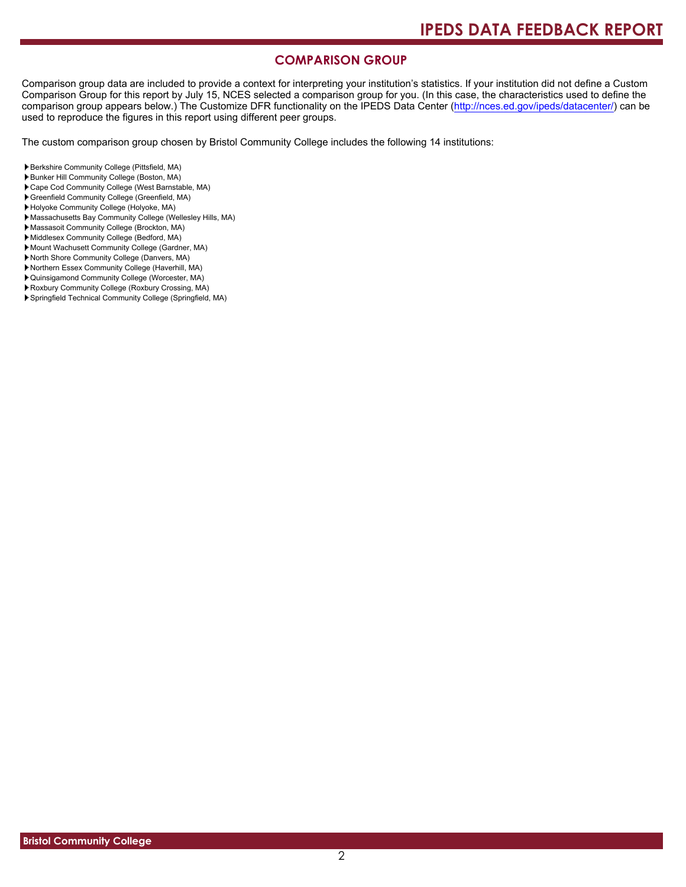## COMPARISON GROUP

Comparison group data are included to provide a context for interpreting your institution's statistics. If your institution did not define a Custom Comparison Group for this report by July 15, NCES selected a comparison group for you. (In this case, the characteristics used to define the comparison group appears below.) The Customize DFR functionality on the IPEDS Data Center (http://nces.ed.gov/ipeds/datacenter/) can be used to reproduce the figures in this report using different peer groups.

The custom comparison group chosen by Bristol Community College includes the following 14 institutions:

- Berkshire Community College (Pittsfield, MA)
- Bunker Hill Community College (Boston, MA)
- Cape Cod Community College (West Barnstable, MA)
- Greenfield Community College (Greenfield, MA)
- Holyoke Community College (Holyoke, MA)
- Massachusetts Bay Community College (Wellesley Hills, MA)
- Massasoit Community College (Brockton, MA)
- Middlesex Community College (Bedford, MA)
- Mount Wachusett Community College (Gardner, MA)
- North Shore Community College (Danvers, MA)
- Northern Essex Community College (Haverhill, MA)
- Quinsigamond Community College (Worcester, MA)
- Roxbury Community College (Roxbury Crossing, MA)
- Springfield Technical Community College (Springfield, MA)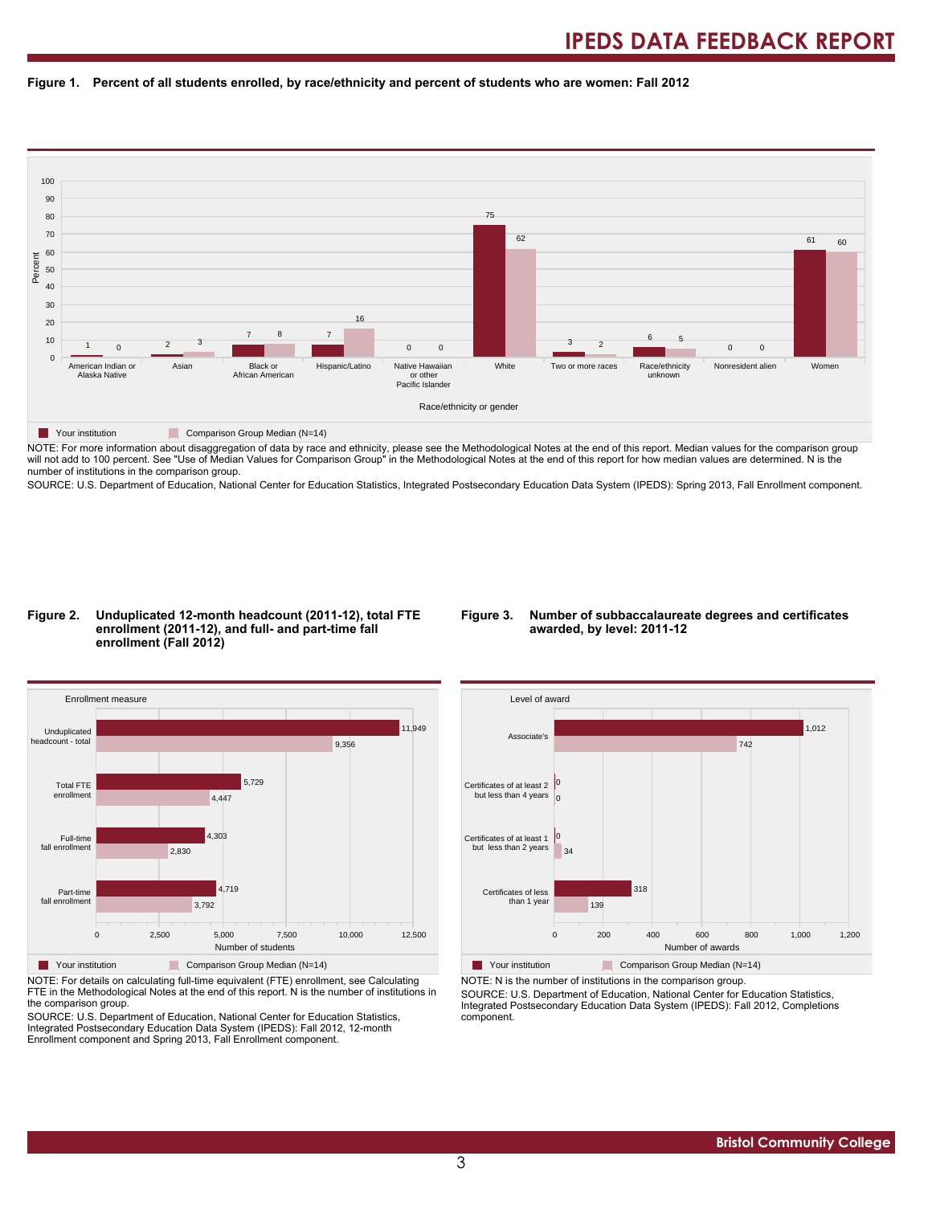**Figure 1. Percent of all students enrolled, by race/ethnicity and percent of students who are women: Fall 2012**

| Race/ethnicity or gender | Your institution | Comparison Group Median (N=14) |
|---|---|---|
| American Indian or Alaska Native | 1 | 0 |
| Asian | 2 | 3 |
| Black or African American | 7 | 8 |
| Hispanic/Latino | 7 | 16 |
| Native Hawaiian or other Pacific Islander | 0 | 0 |
| White | 75 | 62 |
| Two or more races | 3 | 2 |
| Race/ethnicity unknown | 6 | 5 |
| Nonresident alien | 0 | 0 |
| Women | 61 | 60 |

NOTE: For more information about disaggregation of data by race and ethnicity, please see the Methodological Notes at the end of this report. Median values for the comparison group will not add to 100 percent. See "Use of Median Values for Comparison Group" in the Methodological Notes at the end of this report for how median values are determined. N is the number of institutions in the comparison group.

SOURCE: U.S. Department of Education, National Center for Education Statistics, Integrated Postsecondary Education Data System (IPEDS): Spring 2013, Fall Enrollment component.

**Figure 2. Unduplicated 12-month headcount (2011-12), total FTE enrollment (2011-12), and full- and part-time fall enrollment (Fall 2012)**

| Enrollment measure | Your institution | Comparison Group Median (N=14) |
|---|---|---|
| Unduplicated headcount - total | 11,949 | 9,356 |
| Total FTE enrollment | 5,729 | 4,447 |
| Full-time fall enrollment | 4,303 | 2,830 |
| Part-time fall enrollment | 4,719 | 3,792 |

NOTE: For details on calculating full-time equivalent (FTE) enrollment, see Calculating FTE in the Methodological Notes at the end of this report. N is the number of institutions in the comparison group.

SOURCE: U.S. Department of Education, National Center for Education Statistics, Integrated Postsecondary Education Data System (IPEDS): Fall 2012, 12-month Enrollment component and Spring 2013, Fall Enrollment component.

**Figure 3. Number of subbaccalaureate degrees and certificates awarded, by level: 2011-12**

| Level of award | Your institution | Comparison Group Median (N=14) |
|---|---|---|
| Associate's | 1,012 | 742 |
| Certificates of at least 2 but less than 4 years | 0 | 0 |
| Certificates of at least 1 but less than 2 years | 0 | 34 |
| Certificates of less than 1 year | 318 | 139 |

NOTE: N is the number of institutions in the comparison group.

SOURCE: U.S. Department of Education, National Center for Education Statistics, Integrated Postsecondary Education Data System (IPEDS): Fall 2012, Completions component.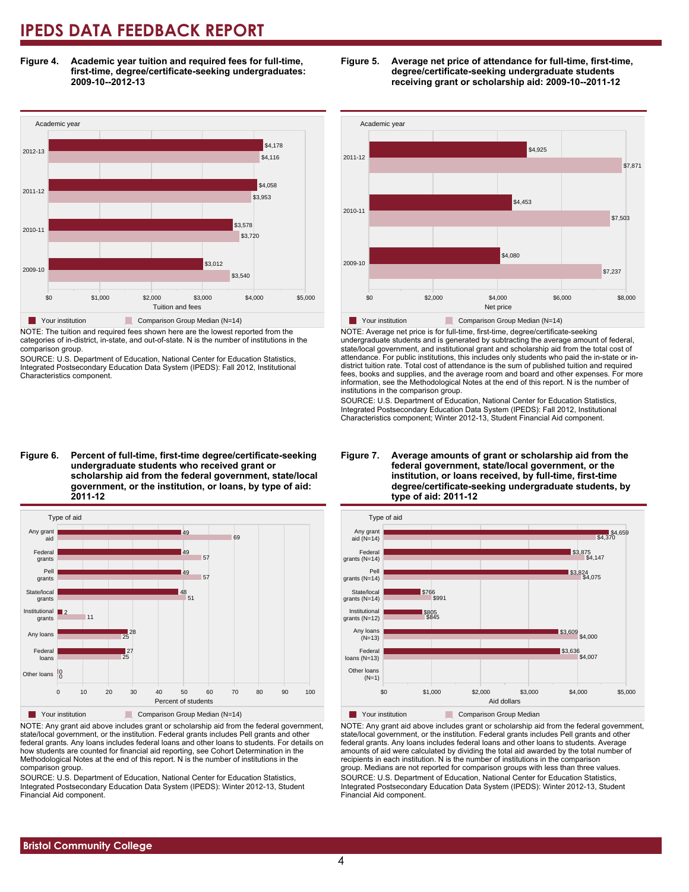# IPEDS DATA FEEDBACK REPORT

**Figure 4. Academic year tuition and required fees for full-time, first-time, degree/certificate-seeking undergraduates: 2009-10--2012-13**

| Academic year | Your institution | Comparison Group Median (N=14) |
|---|---|---|
| 2012-13 | $4,178 | $4,116 |
| 2011-12 | $4,058 | $3,953 |
| 2010-11 | $3,578 | $3,720 |
| 2009-10 | $3,012 | $3,540 |

NOTE: The tuition and required fees shown here are the lowest reported from the categories of in-district, in-state, and out-of-state. N is the number of institutions in the comparison group.

SOURCE: U.S. Department of Education, National Center for Education Statistics, Integrated Postsecondary Education Data System (IPEDS): Fall 2012, Institutional Characteristics component.

**Figure 5. Average net price of attendance for full-time, first-time, degree/certificate-seeking undergraduate students receiving grant or scholarship aid: 2009-10--2011-12**

| Academic year | Your institution | Comparison Group Median (N=14) |
|---|---|---|
| 2011-12 | $4,925 | $7,871 |
| 2010-11 | $4,453 | $7,503 |
| 2009-10 | $4,080 | $7,237 |

NOTE: Average net price is for full-time, first-time, degree/certificate-seeking undergraduate students and is generated by subtracting the average amount of federal, state/local government, and institutional grant and scholarship aid from the total cost of attendance. For public institutions, this includes only students who paid the in-state or in-district tuition rate. Total cost of attendance is the sum of published tuition and required fees, books and supplies, and the average room and board and other expenses. For more information, see the Methodological Notes at the end of this report. N is the number of institutions in the comparison group.

SOURCE: U.S. Department of Education, National Center for Education Statistics, Integrated Postsecondary Education Data System (IPEDS): Fall 2012, Institutional Characteristics component; Winter 2012-13, Student Financial Aid component.

**Figure 6. Percent of full-time, first-time degree/certificate-seeking undergraduate students who received grant or scholarship aid from the federal government, state/local government, or the institution, or loans, by type of aid: 2011-12**

| Type of aid | Your institution | Comparison Group Median (N=14) |
|---|---|---|
| Any grant aid | 49 | 69 |
| Federal grants | 49 | 57 |
| Pell grants | 49 | 57 |
| State/local grants | 48 | 51 |
| Institutional grants | 2 | 11 |
| Any loans | 28 | 25 |
| Federal loans | 27 | 25 |
| Other loans | 0 | 0 |

NOTE: Any grant aid above includes grant or scholarship aid from the federal government, state/local government, or the institution. Federal grants includes Pell grants and other federal grants. Any loans includes federal loans and other loans to students. For details on how students are counted for financial aid reporting, see Cohort Determination in the Methodological Notes at the end of this report. N is the number of institutions in the comparison group.

SOURCE: U.S. Department of Education, National Center for Education Statistics, Integrated Postsecondary Education Data System (IPEDS): Winter 2012-13, Student Financial Aid component.

**Figure 7. Average amounts of grant or scholarship aid from the federal government, state/local government, or the institution, or loans received, by full-time, first-time degree/certificate-seeking undergraduate students, by type of aid: 2011-12**

| Type of aid | Your institution | Comparison Group Median |
|---|---|---|
| Any grant aid (N=14) | $4,659 | $4,370 |
| Federal grants (N=14) | $3,875 | $4,147 |
| Pell grants (N=14) | $3,824 | $4,075 |
| State/local grants (N=14) | $766 | $991 |
| Institutional grants (N=12) | $805 | $845 |
| Any loans (N=13) | $3,609 | $4,000 |
| Federal loans (N=13) | $3,636 | $4,007 |
| Other loans (N=1) | | |

NOTE: Any grant aid above includes grant or scholarship aid from the federal government, state/local government, or the institution. Federal grants includes Pell grants and other federal grants. Any loans includes federal loans and other loans to students. Average amounts of aid were calculated by dividing the total aid awarded by the total number of recipients in each institution. N is the number of institutions in the comparison group. Medians are not reported for comparison groups with less than three values.

SOURCE: U.S. Department of Education, National Center for Education Statistics, Integrated Postsecondary Education Data System (IPEDS): Winter 2012-13, Student Financial Aid component.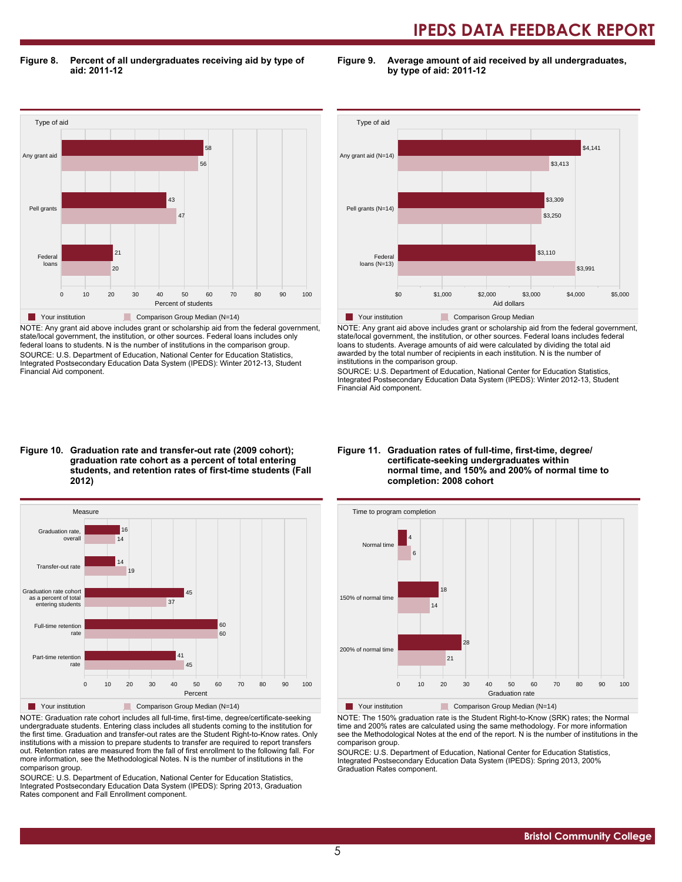**Figure 8. Percent of all undergraduates receiving aid by type of aid: 2011-12**

| Type of aid | Your institution | Comparison Group Median (N=14) |
|---|---|---|
| Any grant aid | 58 | 56 |
| Pell grants | 43 | 47 |
| Federal loans | 21 | 20 |

NOTE: Any grant aid above includes grant or scholarship aid from the federal government, state/local government, the institution, or other sources. Federal loans includes only federal loans to students. N is the number of institutions in the comparison group.
SOURCE: U.S. Department of Education, National Center for Education Statistics, Integrated Postsecondary Education Data System (IPEDS): Winter 2012-13, Student Financial Aid component.

**Figure 9. Average amount of aid received by all undergraduates, by type of aid: 2011-12**

| Type of aid | Your institution | Comparison Group Median |
|---|---|---|
| Any grant aid (N=14) | $4,141 | $3,413 |
| Pell grants (N=14) | $3,309 | $3,250 |
| Federal loans (N=13) | $3,110 | $3,991 |

NOTE: Any grant aid above includes grant or scholarship aid from the federal government, state/local government, the institution, or other sources. Federal loans includes federal loans to students. Average amounts of aid were calculated by dividing the total aid awarded by the total number of recipients in each institution. N is the number of institutions in the comparison group.
SOURCE: U.S. Department of Education, National Center for Education Statistics, Integrated Postsecondary Education Data System (IPEDS): Winter 2012-13, Student Financial Aid component.

**Figure 10. Graduation rate and transfer-out rate (2009 cohort); graduation rate cohort as a percent of total entering students, and retention rates of first-time students (Fall 2012)**

| Measure | Your institution | Comparison Group Median (N=14) |
|---|---|---|
| Graduation rate, overall | 16 | 14 |
| Transfer-out rate | 14 | 19 |
| Graduation rate cohort as a percent of total entering students | 45 | 37 |
| Full-time retention rate | 60 | 60 |
| Part-time retention rate | 41 | 45 |

NOTE: Graduation rate cohort includes all full-time, first-time, degree/certificate-seeking undergraduate students. Entering class includes all students coming to the institution for the first time. Graduation and transfer-out rates are the Student Right-to-Know rates. Only institutions with a mission to prepare students to transfer are required to report transfers out. Retention rates are measured from the fall of first enrollment to the following fall. For more information, see the Methodological Notes. N is the number of institutions in the comparison group.
SOURCE: U.S. Department of Education, National Center for Education Statistics, Integrated Postsecondary Education Data System (IPEDS): Spring 2013, Graduation Rates component and Fall Enrollment component.

**Figure 11. Graduation rates of full-time, first-time, degree/certificate-seeking undergraduates within normal time, and 150% and 200% of normal time to completion: 2008 cohort**

| Time to program completion | Your institution | Comparison Group Median (N=14) |
|---|---|---|
| Normal time | 4 | 6 |
| 150% of normal time | 18 | 14 |
| 200% of normal time | 28 | 21 |

NOTE: The 150% graduation rate is the Student Right-to-Know (SRK) rates; the Normal time and 200% rates are calculated using the same methodology. For more information see the Methodological Notes at the end of the report. N is the number of institutions in the comparison group.
SOURCE: U.S. Department of Education, National Center for Education Statistics, Integrated Postsecondary Education Data System (IPEDS): Spring 2013, 200% Graduation Rates component.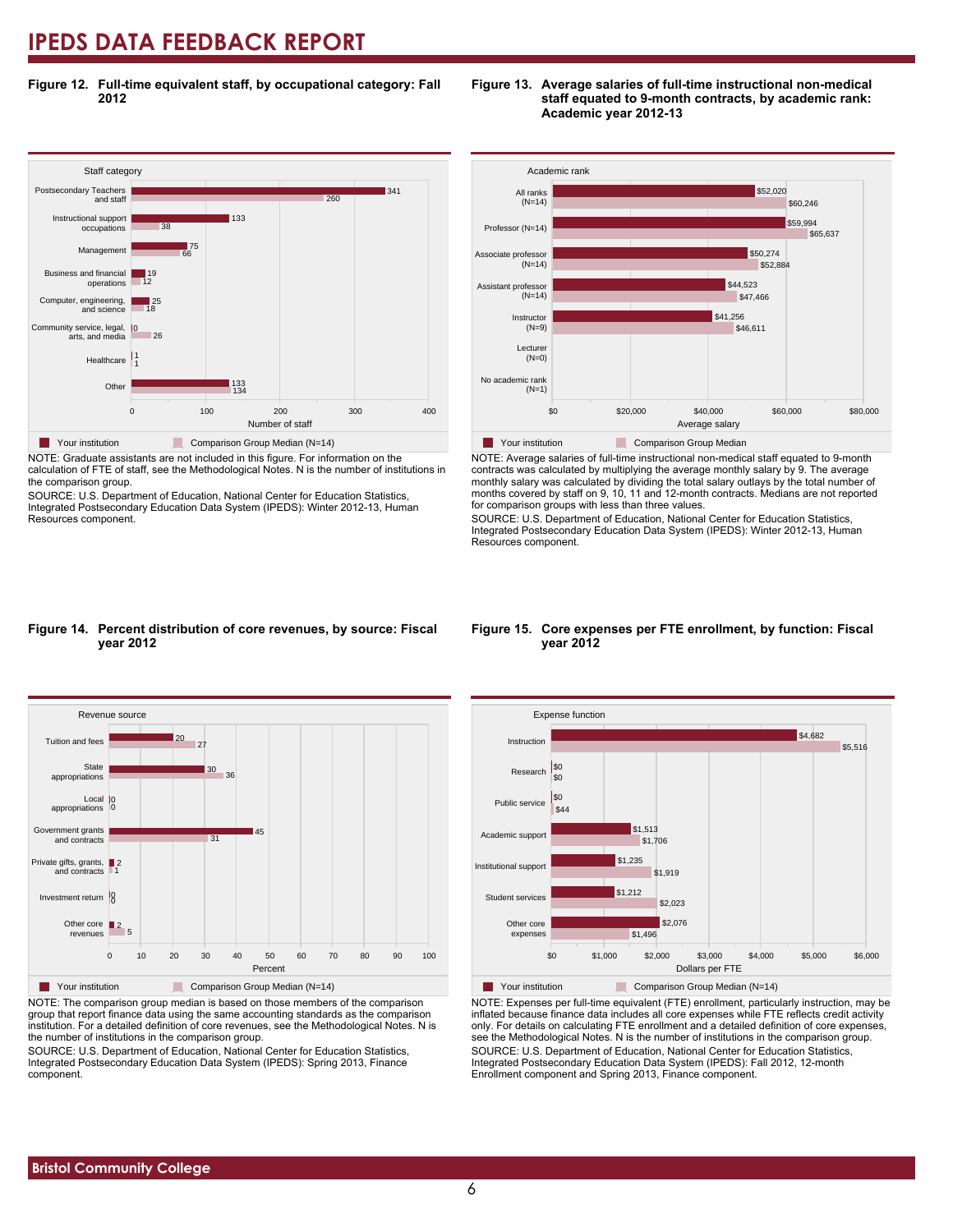# IPEDS DATA FEEDBACK REPORT

**Figure 12. Full-time equivalent staff, by occupational category: Fall 2012**

| Staff category | Your institution | Comparison Group Median (N=14) |
|---|---|---|
| Postsecondary Teachers and staff | 341 | 260 |
| Instructional support occupations | 133 | 38 |
| Management | 75 | 66 |
| Business and financial operations | 19 | 12 |
| Computer, engineering, and science | 25 | 18 |
| Community service, legal, arts, and media | 0 | 26 |
| Healthcare | 1 | 1 |
| Other | 133 | 134 |

NOTE: Graduate assistants are not included in this figure. For information on the calculation of FTE of staff, see the Methodological Notes. N is the number of institutions in the comparison group.

SOURCE: U.S. Department of Education, National Center for Education Statistics, Integrated Postsecondary Education Data System (IPEDS): Winter 2012-13, Human Resources component.

**Figure 13. Average salaries of full-time instructional non-medical staff equated to 9-month contracts, by academic rank: Academic year 2012-13**

| Academic rank | Your institution | Comparison Group Median |
|---|---|---|
| All ranks (N=14) | $52,020 | $60,246 |
| Professor (N=14) | $59,994 | $65,637 |
| Associate professor (N=14) | $50,274 | $52,884 |
| Assistant professor (N=14) | $44,523 | $47,466 |
| Instructor (N=9) | $41,256 | $46,611 |
| Lecturer (N=0) | | |
| No academic rank (N=1) | | |

NOTE: Average salaries of full-time instructional non-medical staff equated to 9-month contracts was calculated by multiplying the average monthly salary by 9. The average monthly salary was calculated by dividing the total salary outlays by the total number of months covered by staff on 9, 10, 11 and 12-month contracts. Medians are not reported for comparison groups with less than three values.

SOURCE: U.S. Department of Education, National Center for Education Statistics, Integrated Postsecondary Education Data System (IPEDS): Winter 2012-13, Human Resources component.

**Figure 14. Percent distribution of core revenues, by source: Fiscal year 2012**

| Revenue source | Your institution (Percent) | Comparison Group Median (N=14) (Percent) |
|---|---|---|
| Tuition and fees | 20 | 27 |
| State appropriations | 30 | 36 |
| Local appropriations | 0 | 0 |
| Government grants and contracts | 45 | 31 |
| Private gifts, grants, and contracts | 2 | 1 |
| Investment return | 0 | 0 |
| Other core revenues | 2 | 5 |

NOTE: The comparison group median is based on those members of the comparison group that report finance data using the same accounting standards as the comparison institution. For a detailed definition of core revenues, see the Methodological Notes. N is the number of institutions in the comparison group.

SOURCE: U.S. Department of Education, National Center for Education Statistics, Integrated Postsecondary Education Data System (IPEDS): Spring 2013, Finance component.

**Figure 15. Core expenses per FTE enrollment, by function: Fiscal year 2012**

| Expense function | Your institution | Comparison Group Median (N=14) |
|---|---|---|
| Instruction | $4,682 | $5,516 |
| Research | $0 | $0 |
| Public service | $0 | $44 |
| Academic support | $1,513 | $1,706 |
| Institutional support | $1,235 | $1,919 |
| Student services | $1,212 | $2,023 |
| Other core expenses | $2,076 | $1,496 |

NOTE: Expenses per full-time equivalent (FTE) enrollment, particularly instruction, may be inflated because finance data includes all core expenses while FTE reflects credit activity only. For details on calculating FTE enrollment and a detailed definition of core expenses, see the Methodological Notes. N is the number of institutions in the comparison group.

SOURCE: U.S. Department of Education, National Center for Education Statistics, Integrated Postsecondary Education Data System (IPEDS): Fall 2012, 12-month Enrollment component and Spring 2013, Finance component.

**Bristol Community College**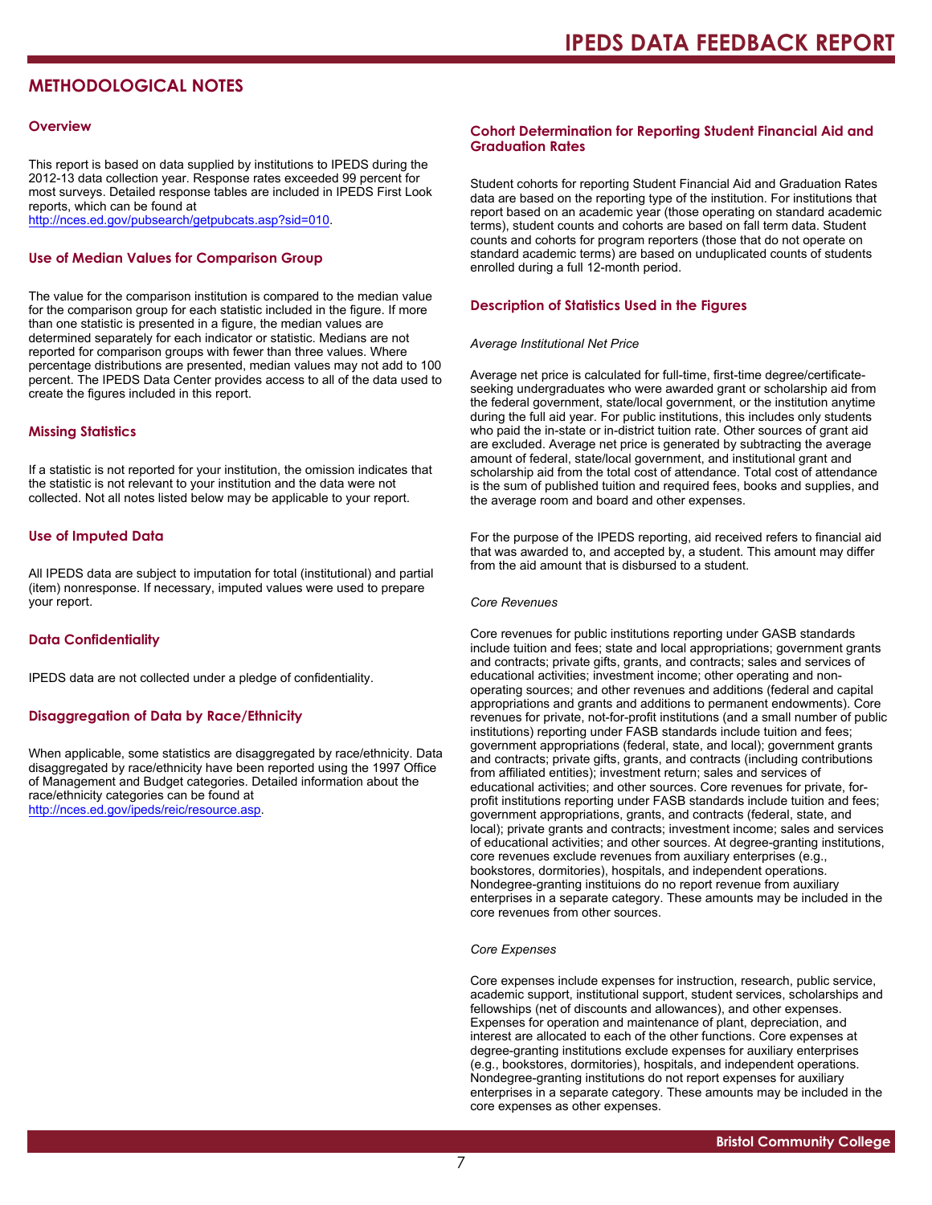## METHODOLOGICAL NOTES

### Overview

This report is based on data supplied by institutions to IPEDS during the 2012-13 data collection year. Response rates exceeded 99 percent for most surveys. Detailed response tables are included in IPEDS First Look reports, which can be found at http://nces.ed.gov/pubsearch/getpubcats.asp?sid=010.

### Use of Median Values for Comparison Group

The value for the comparison institution is compared to the median value for the comparison group for each statistic included in the figure. If more than one statistic is presented in a figure, the median values are determined separately for each indicator or statistic. Medians are not reported for comparison groups with fewer than three values. Where percentage distributions are presented, median values may not add to 100 percent. The IPEDS Data Center provides access to all of the data used to create the figures included in this report.

### Missing Statistics

If a statistic is not reported for your institution, the omission indicates that the statistic is not relevant to your institution and the data were not collected. Not all notes listed below may be applicable to your report.

### Use of Imputed Data

All IPEDS data are subject to imputation for total (institutional) and partial (item) nonresponse. If necessary, imputed values were used to prepare your report.

### Data Confidentiality

IPEDS data are not collected under a pledge of confidentiality.

### Disaggregation of Data by Race/Ethnicity

When applicable, some statistics are disaggregated by race/ethnicity. Data disaggregated by race/ethnicity have been reported using the 1997 Office of Management and Budget categories. Detailed information about the race/ethnicity categories can be found at http://nces.ed.gov/ipeds/reic/resource.asp.

### Cohort Determination for Reporting Student Financial Aid and Graduation Rates

Student cohorts for reporting Student Financial Aid and Graduation Rates data are based on the reporting type of the institution. For institutions that report based on an academic year (those operating on standard academic terms), student counts and cohorts are based on fall term data. Student counts and cohorts for program reporters (those that do not operate on standard academic terms) are based on unduplicated counts of students enrolled during a full 12-month period.

### Description of Statistics Used in the Figures

*Average Institutional Net Price*

Average net price is calculated for full-time, first-time degree/certificate-seeking undergraduates who were awarded grant or scholarship aid from the federal government, state/local government, or the institution anytime during the full aid year. For public institutions, this includes only students who paid the in-state or in-district tuition rate. Other sources of grant aid are excluded. Average net price is generated by subtracting the average amount of federal, state/local government, and institutional grant and scholarship aid from the total cost of attendance. Total cost of attendance is the sum of published tuition and required fees, books and supplies, and the average room and board and other expenses.

For the purpose of the IPEDS reporting, aid received refers to financial aid that was awarded to, and accepted by, a student. This amount may differ from the aid amount that is disbursed to a student.

*Core Revenues*

Core revenues for public institutions reporting under GASB standards include tuition and fees; state and local appropriations; government grants and contracts; private gifts, grants, and contracts; sales and services of educational activities; investment income; other operating and non-operating sources; and other revenues and additions (federal and capital appropriations and grants and additions to permanent endowments). Core revenues for private, not-for-profit institutions (and a small number of public institutions) reporting under FASB standards include tuition and fees; government appropriations (federal, state, and local); government grants and contracts; private gifts, grants, and contracts (including contributions from affiliated entities); investment return; sales and services of educational activities; and other sources. Core revenues for private, for-profit institutions reporting under FASB standards include tuition and fees; government appropriations, grants, and contracts (federal, state, and local); private grants and contracts; investment income; sales and services of educational activities; and other sources. At degree-granting institutions, core revenues exclude revenues from auxiliary enterprises (e.g., bookstores, dormitories), hospitals, and independent operations. Nondegree-granting instituions do no report revenue from auxiliary enterprises in a separate category. These amounts may be included in the core revenues from other sources.

*Core Expenses*

Core expenses include expenses for instruction, research, public service, academic support, institutional support, student services, scholarships and fellowships (net of discounts and allowances), and other expenses. Expenses for operation and maintenance of plant, depreciation, and interest are allocated to each of the other functions. Core expenses at degree-granting institutions exclude expenses for auxiliary enterprises (e.g., bookstores, dormitories), hospitals, and independent operations. Nondegree-granting institutions do not report expenses for auxiliary enterprises in a separate category. These amounts may be included in the core expenses as other expenses.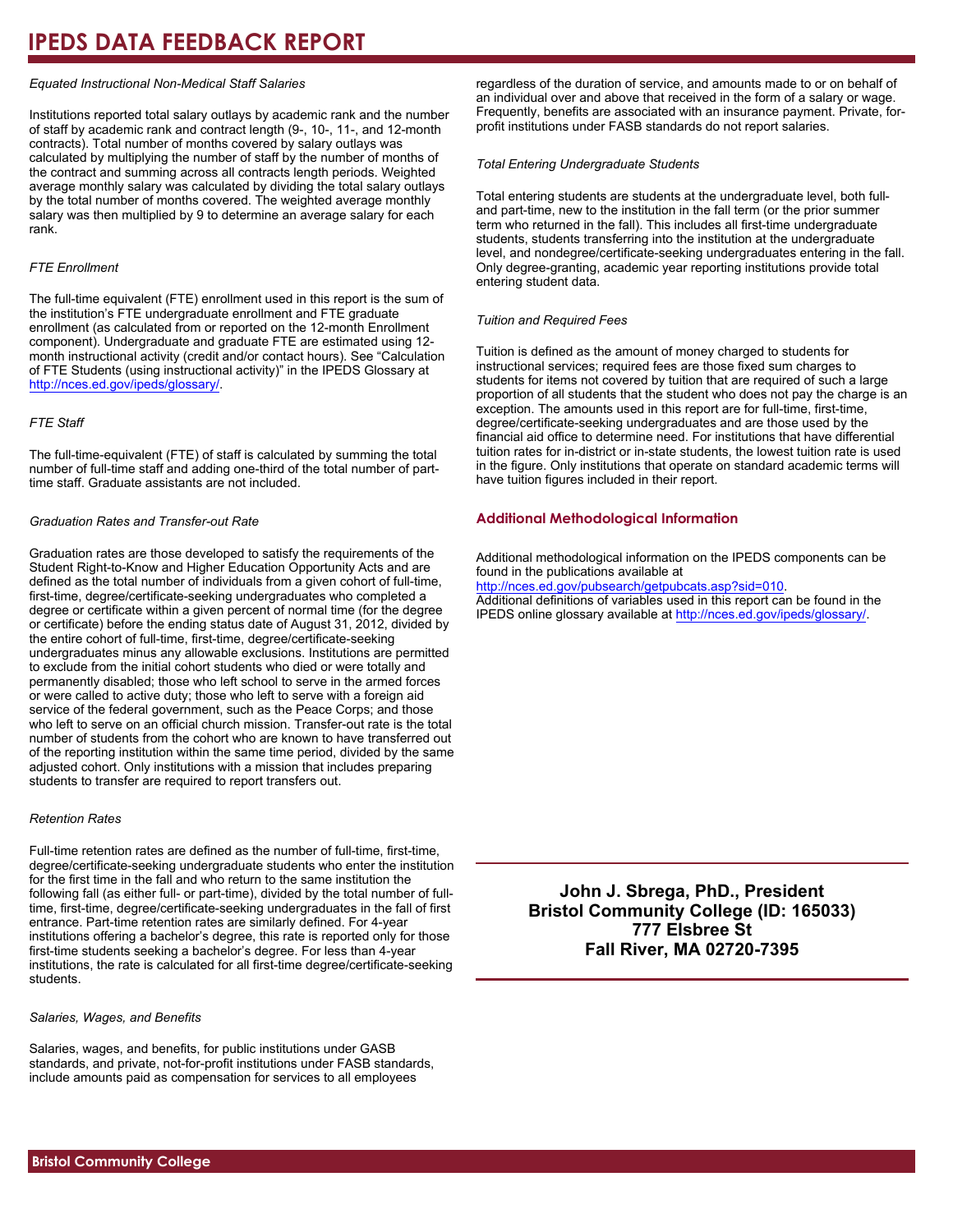*Equated Instructional Non-Medical Staff Salaries*

Institutions reported total salary outlays by academic rank and the number of staff by academic rank and contract length (9-, 10-, 11-, and 12-month contracts). Total number of months covered by salary outlays was calculated by multiplying the number of staff by the number of months of the contract and summing across all contracts length periods. Weighted average monthly salary was calculated by dividing the total salary outlays by the total number of months covered. The weighted average monthly salary was then multiplied by 9 to determine an average salary for each rank.

*FTE Enrollment*

The full-time equivalent (FTE) enrollment used in this report is the sum of the institution's FTE undergraduate enrollment and FTE graduate enrollment (as calculated from or reported on the 12-month Enrollment component). Undergraduate and graduate FTE are estimated using 12-month instructional activity (credit and/or contact hours). See "Calculation of FTE Students (using instructional activity)" in the IPEDS Glossary at http://nces.ed.gov/ipeds/glossary/.

*FTE Staff*

The full-time-equivalent (FTE) of staff is calculated by summing the total number of full-time staff and adding one-third of the total number of part-time staff. Graduate assistants are not included.

*Graduation Rates and Transfer-out Rate*

Graduation rates are those developed to satisfy the requirements of the Student Right-to-Know and Higher Education Opportunity Acts and are defined as the total number of individuals from a given cohort of full-time, first-time, degree/certificate-seeking undergraduates who completed a degree or certificate within a given percent of normal time (for the degree or certificate) before the ending status date of August 31, 2012, divided by the entire cohort of full-time, first-time, degree/certificate-seeking undergraduates minus any allowable exclusions. Institutions are permitted to exclude from the initial cohort students who died or were totally and permanently disabled; those who left school to serve in the armed forces or were called to active duty; those who left to serve with a foreign aid service of the federal government, such as the Peace Corps; and those who left to serve on an official church mission. Transfer-out rate is the total number of students from the cohort who are known to have transferred out of the reporting institution within the same time period, divided by the same adjusted cohort. Only institutions with a mission that includes preparing students to transfer are required to report transfers out.

*Retention Rates*

Full-time retention rates are defined as the number of full-time, first-time, degree/certificate-seeking undergraduate students who enter the institution for the first time in the fall and who return to the same institution the following fall (as either full- or part-time), divided by the total number of full-time, first-time, degree/certificate-seeking undergraduates in the fall of first entrance. Part-time retention rates are similarly defined. For 4-year institutions offering a bachelor's degree, this rate is reported only for those first-time students seeking a bachelor's degree. For less than 4-year institutions, the rate is calculated for all first-time degree/certificate-seeking students.

*Salaries, Wages, and Benefits*

Salaries, wages, and benefits, for public institutions under GASB standards, and private, not-for-profit institutions under FASB standards, include amounts paid as compensation for services to all employees regardless of the duration of service, and amounts made to or on behalf of an individual over and above that received in the form of a salary or wage. Frequently, benefits are associated with an insurance payment. Private, for-profit institutions under FASB standards do not report salaries.

*Total Entering Undergraduate Students*

Total entering students are students at the undergraduate level, both full- and part-time, new to the institution in the fall term (or the prior summer term who returned in the fall). This includes all first-time undergraduate students, students transferring into the institution at the undergraduate level, and nondegree/certificate-seeking undergraduates entering in the fall. Only degree-granting, academic year reporting institutions provide total entering student data.

*Tuition and Required Fees*

Tuition is defined as the amount of money charged to students for instructional services; required fees are those fixed sum charges to students for items not covered by tuition that are required of such a large proportion of all students that the student who does not pay the charge is an exception. The amounts used in this report are for full-time, first-time, degree/certificate-seeking undergraduates and are those used by the financial aid office to determine need. For institutions that have differential tuition rates for in-district or in-state students, the lowest tuition rate is used in the figure. Only institutions that operate on standard academic terms will have tuition figures included in their report.

## Additional Methodological Information

Additional methodological information on the IPEDS components can be found in the publications available at http://nces.ed.gov/pubsearch/getpubcats.asp?sid=010.
Additional definitions of variables used in this report can be found in the IPEDS online glossary available at http://nces.ed.gov/ipeds/glossary/.

**John J. Sbrega, PhD., President**
**Bristol Community College (ID: 165033)**
**777 Elsbree St**
**Fall River, MA 02720-7395**